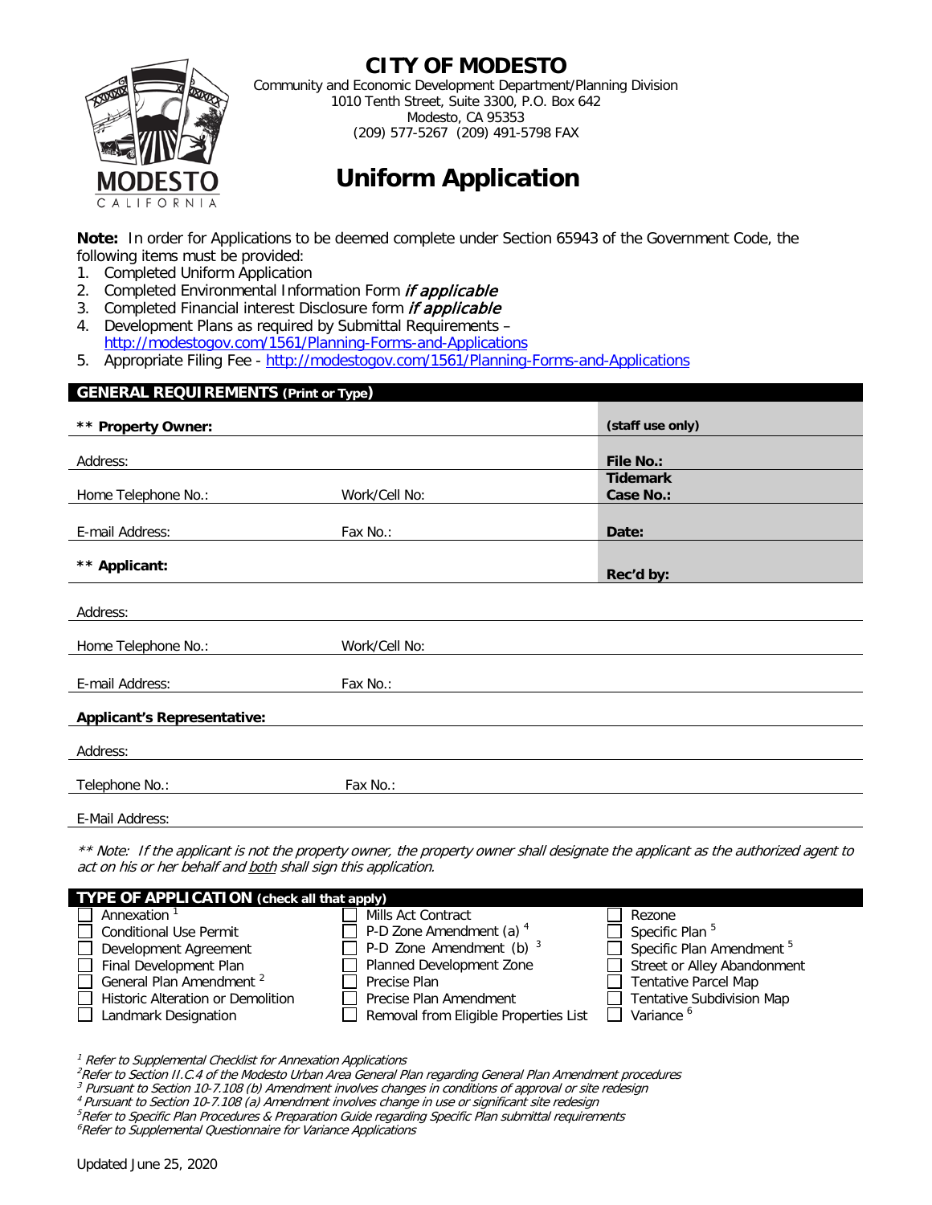# CITY OF MODESTO

Community and Economic Development Department/Planning Division
1010 Tenth Street, Suite 3300, P.O. Box 642
Modesto, CA 95353
(209) 577-5267 (209) 491-5798 FAX

# Uniform Application

**Note:** In order for Applications to be deemed complete under Section 65943 of the Government Code, the following items must be provided:

1. Completed Uniform Application
2. Completed Environmental Information Form *if applicable*
3. Completed Financial interest Disclosure form *if applicable*
4. Development Plans as required by Submittal Requirements – http://modestogov.com/1561/Planning-Forms-and-Applications
5. Appropriate Filing Fee - http://modestogov.com/1561/Planning-Forms-and-Applications

## GENERAL REQUIREMENTS (Print or Type)

| | | (staff use only) |
|---|---|---|
| ** **Property Owner:** | | |
| Address: | | **File No.:** |
| Home Telephone No.: | Work/Cell No: | **Tidemark Case No.:** |
| E-mail Address: | Fax No.: | **Date:** |
| ** **Applicant:** | | **Rec'd by:** |

Address:

Home Telephone No.: Work/Cell No:

E-mail Address: Fax No.:

**Applicant's Representative:**

Address:

Telephone No.: Fax No.:

E-Mail Address:

*** Note: If the applicant is not the property owner, the property owner shall designate the applicant as the authorized agent to act on his or her behalf and both shall sign this application.*

## TYPE OF APPLICATION (check all that apply)

| | | |
|---|---|---|
| ☐ Annexation [1] | ☐ Mills Act Contract | ☐ Rezone |
| ☐ Conditional Use Permit | ☐ P-D Zone Amendment (a) [4] | ☐ Specific Plan [5] |
| ☐ Development Agreement | ☐ P-D Zone Amendment (b) [3] | ☐ Specific Plan Amendment [5] |
| ☐ Final Development Plan | ☐ Planned Development Zone | ☐ Street or Alley Abandonment |
| ☐ General Plan Amendment [2] | ☐ Precise Plan | ☐ Tentative Parcel Map |
| ☐ Historic Alteration or Demolition | ☐ Precise Plan Amendment | ☐ Tentative Subdivision Map |
| ☐ Landmark Designation | ☐ Removal from Eligible Properties List | ☐ Variance [6] |

*[1] Refer to Supplemental Checklist for Annexation Applications*
*[2] Refer to Section II.C.4 of the Modesto Urban Area General Plan regarding General Plan Amendment procedures*
*[3] Pursuant to Section 10-7.108 (b) Amendment involves changes in conditions of approval or site redesign*
*[4] Pursuant to Section 10-7.108 (a) Amendment involves change in use or significant site redesign*
*[5] Refer to Specific Plan Procedures & Preparation Guide regarding Specific Plan submittal requirements*
*[6] Refer to Supplemental Questionnaire for Variance Applications*

Updated June 25, 2020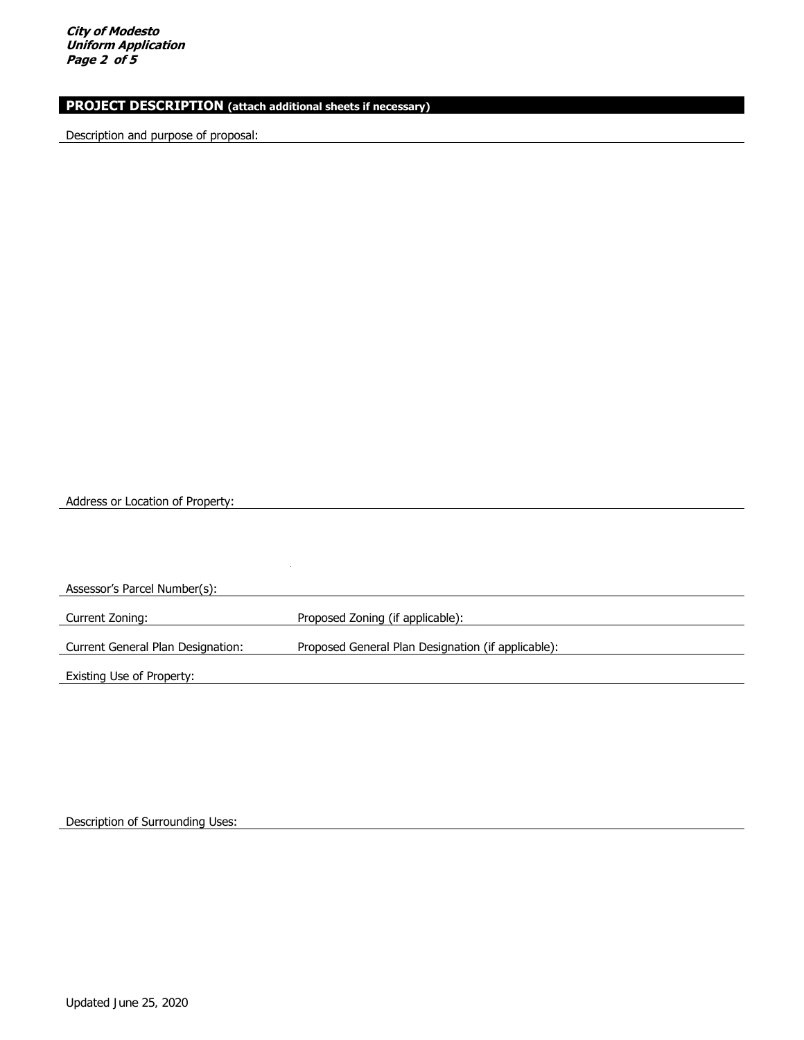## PROJECT DESCRIPTION (attach additional sheets if necessary)

Description and purpose of proposal:

Address or Location of Property:

Assessor's Parcel Number(s):

Current Zoning: Proposed Zoning (if applicable):

Current General Plan Designation: Proposed General Plan Designation (if applicable):

Existing Use of Property:

Description of Surrounding Uses:

Updated June 25, 2020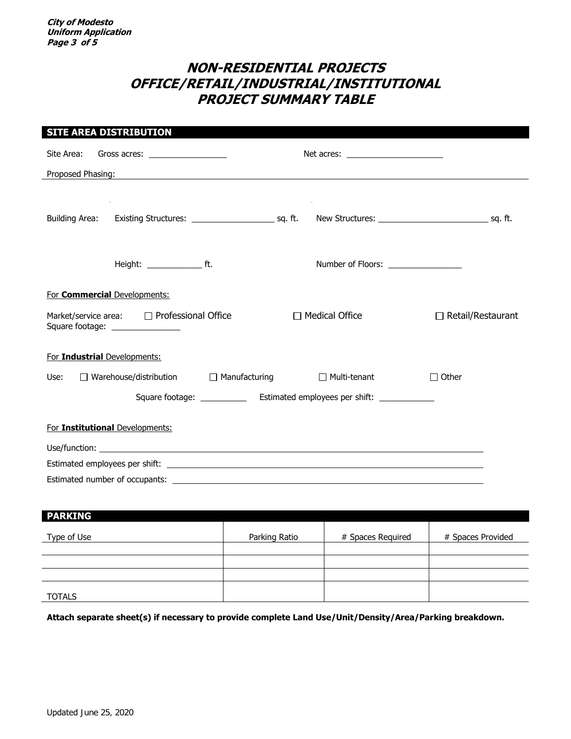# NON-RESIDENTIAL PROJECTS OFFICE/RETAIL/INDUSTRIAL/INSTITUTIONAL PROJECT SUMMARY TABLE

## SITE AREA DISTRIBUTION

Site Area: Gross acres: _________________ Net acres: _____________________

Proposed Phasing: ____________________________________________________________

Building Area: Existing Structures: __________________ sq. ft. New Structures: ________________________ sq. ft.

Height: ____________ ft. Number of Floors: ________________

For **Commercial** Developments:

Market/service area: ☐ Professional Office ☐ Medical Office ☐ Retail/Restaurant

Square footage: _______________

For **Industrial** Developments:

Use: ☐ Warehouse/distribution ☐ Manufacturing ☐ Multi-tenant ☐ Other

Square footage: __________ Estimated employees per shift: ____________

For **Institutional** Developments:

Use/function: ____________________________________________________________

Estimated employees per shift: ____________________________________________________________

Estimated number of occupants: ____________________________________________________________

## PARKING

| Type of Use | Parking Ratio | # Spaces Required | # Spaces Provided |
|---|---|---|---|
| | | | |
| | | | |
| | | | |
| TOTALS | | | |

**Attach separate sheet(s) if necessary to provide complete Land Use/Unit/Density/Area/Parking breakdown.**

Updated June 25, 2020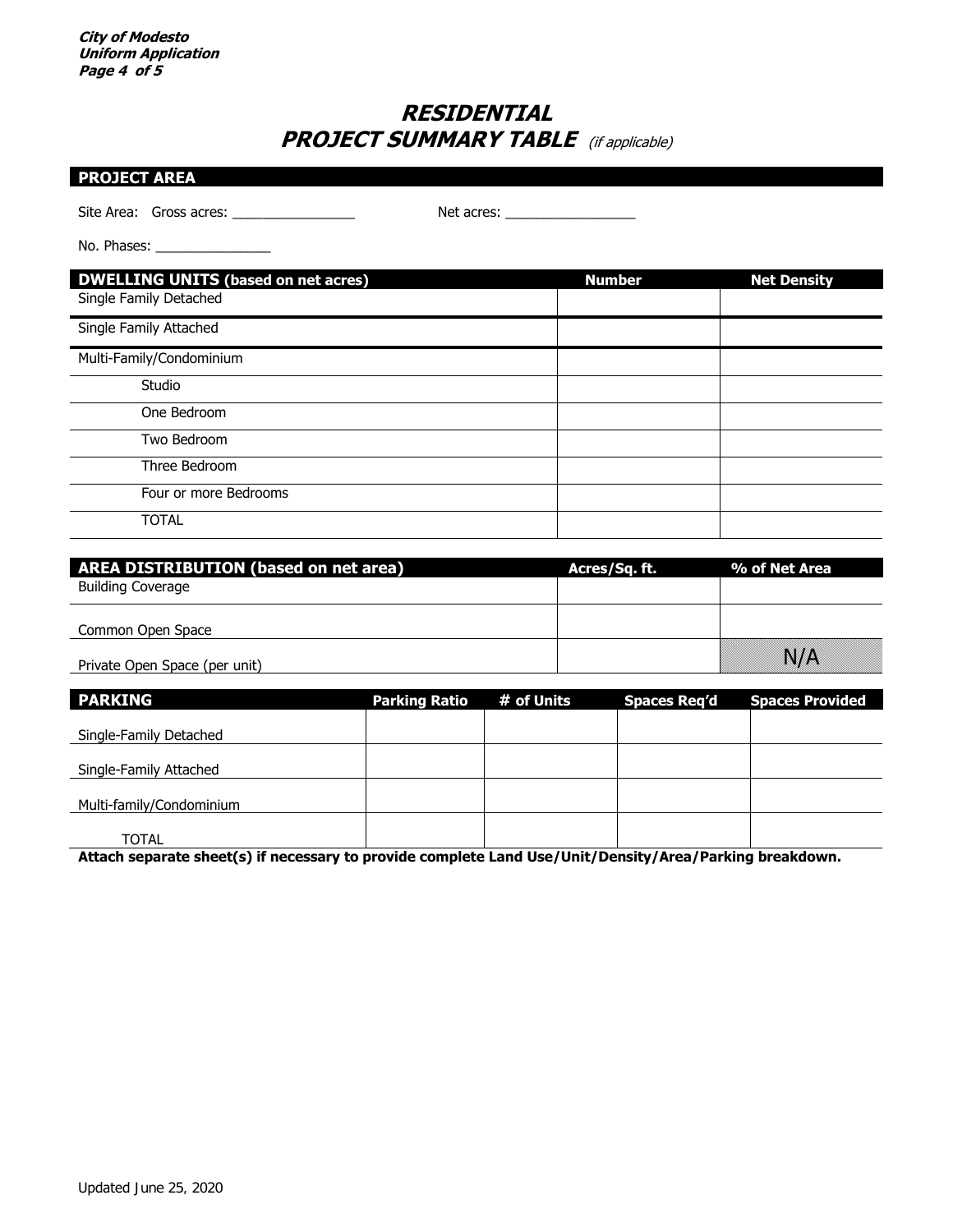# RESIDENTIAL
## PROJECT SUMMARY TABLE *(if applicable)*

**PROJECT AREA**

Site Area: Gross acres: ________________ Net acres: _________________

No. Phases: _______________

| DWELLING UNITS (based on net acres) | Number | Net Density |
|---|---|---|
| Single Family Detached | | |
| Single Family Attached | | |
| Multi-Family/Condominium | | |
| Studio | | |
| One Bedroom | | |
| Two Bedroom | | |
| Three Bedroom | | |
| Four or more Bedrooms | | |
| TOTAL | | |

| AREA DISTRIBUTION (based on net area) | Acres/Sq. ft. | % of Net Area |
|---|---|---|
| Building Coverage | | |
| Common Open Space | | |
| Private Open Space (per unit) | | N/A |

| PARKING | Parking Ratio | # of Units | Spaces Req'd | Spaces Provided |
|---|---|---|---|---|
| Single-Family Detached | | | | |
| Single-Family Attached | | | | |
| Multi-family/Condominium | | | | |
| TOTAL | | | | |

**Attach separate sheet(s) if necessary to provide complete Land Use/Unit/Density/Area/Parking breakdown.**

Updated June 25, 2020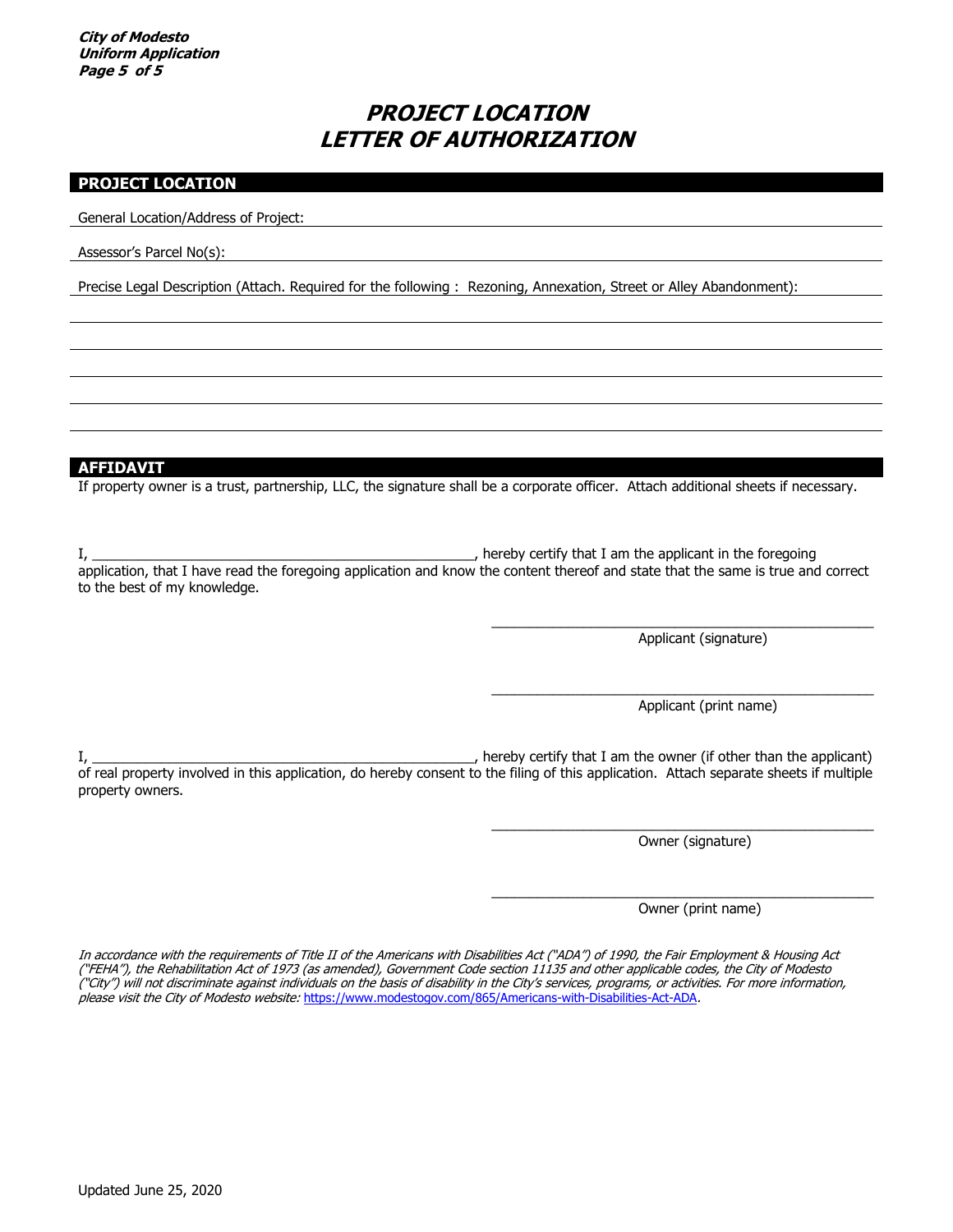# PROJECT LOCATION
# LETTER OF AUTHORIZATION

## PROJECT LOCATION

General Location/Address of Project: ____________________

Assessor's Parcel No(s): ____________________

Precise Legal Description (Attach. Required for the following : Rezoning, Annexation, Street or Alley Abandonment):

____________________

____________________

____________________

____________________

____________________

## AFFIDAVIT

If property owner is a trust, partnership, LLC, the signature shall be a corporate officer. Attach additional sheets if necessary.

I, ___________________________________________________, hereby certify that I am the applicant in the foregoing application, that I have read the foregoing application and know the content thereof and state that the same is true and correct to the best of my knowledge.

______________________________________________
Applicant (signature)

______________________________________________
Applicant (print name)

I, ___________________________________________________, hereby certify that I am the owner (if other than the applicant) of real property involved in this application, do hereby consent to the filing of this application. Attach separate sheets if multiple property owners.

______________________________________________
Owner (signature)

______________________________________________
Owner (print name)

*In accordance with the requirements of Title II of the Americans with Disabilities Act ("ADA") of 1990, the Fair Employment & Housing Act ("FEHA"), the Rehabilitation Act of 1973 (as amended), Government Code section 11135 and other applicable codes, the City of Modesto ("City") will not discriminate against individuals on the basis of disability in the City's services, programs, or activities. For more information, please visit the City of Modesto website:* https://www.modestogov.com/865/Americans-with-Disabilities-Act-ADA.

Updated June 25, 2020